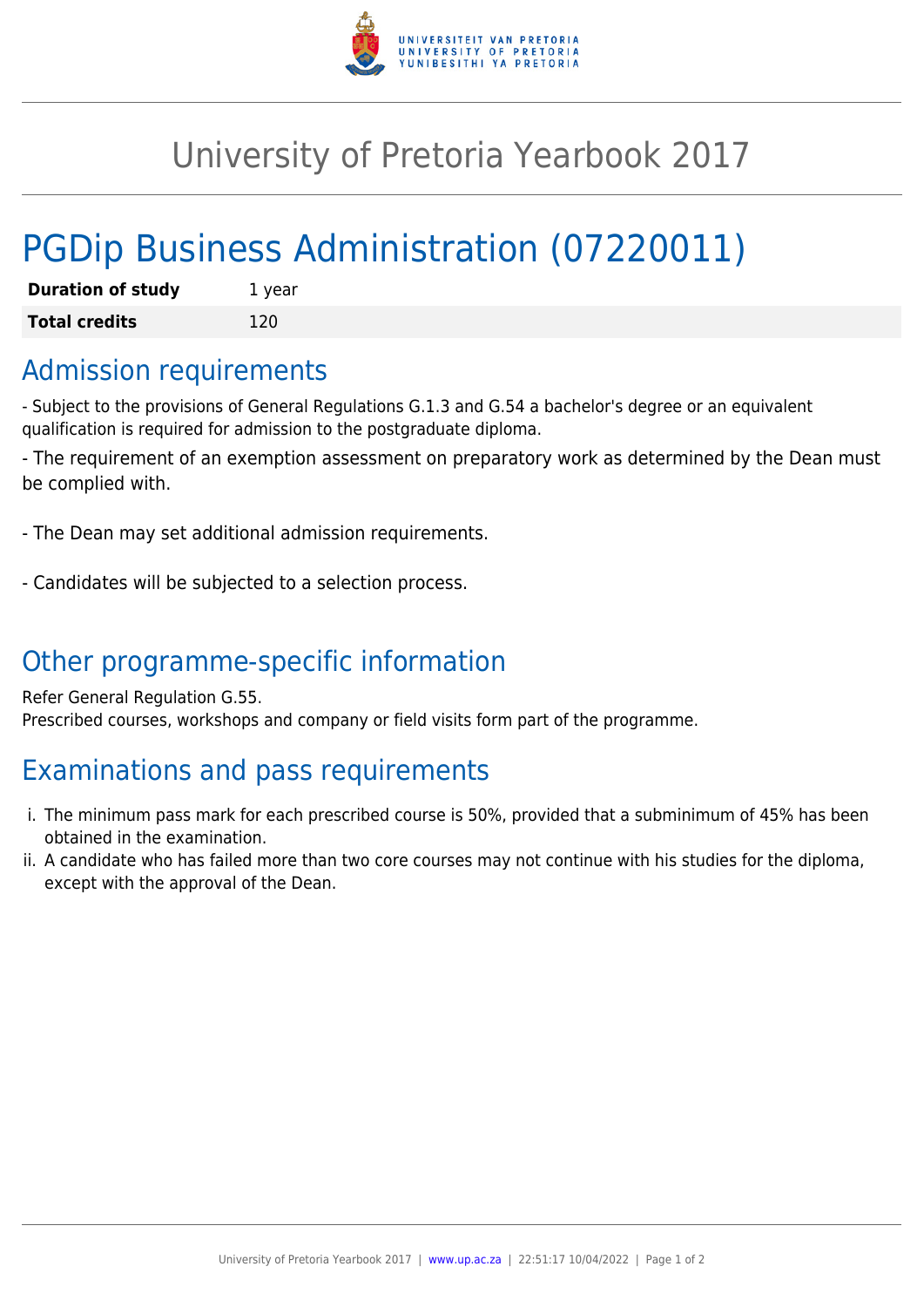# University of Pretoria Yearbook 2017

# PGDip Business Administration (07220011)

| **Duration of study** | 1 year |
|---|---|
| **Total credits** | 120 |

## Admission requirements

- Subject to the provisions of General Regulations G.1.3 and G.54 a bachelor's degree or an equivalent qualification is required for admission to the postgraduate diploma.

- The requirement of an exemption assessment on preparatory work as determined by the Dean must be complied with.

- The Dean may set additional admission requirements.

- Candidates will be subjected to a selection process.

## Other programme-specific information

Refer General Regulation G.55.
Prescribed courses, workshops and company or field visits form part of the programme.

## Examinations and pass requirements

i. The minimum pass mark for each prescribed course is 50%, provided that a subminimum of 45% has been obtained in the examination.
ii. A candidate who has failed more than two core courses may not continue with his studies for the diploma, except with the approval of the Dean.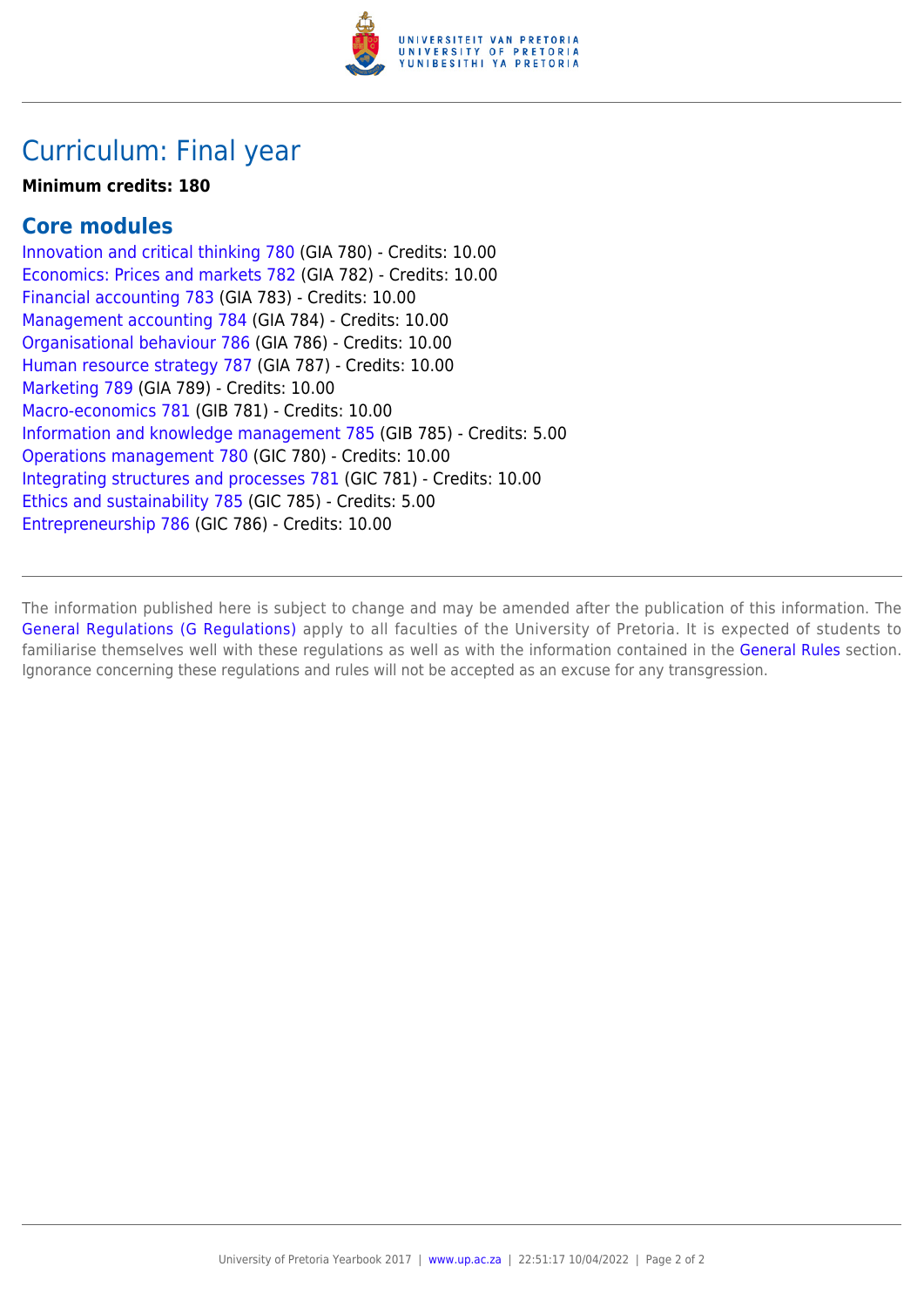# Curriculum: Final year

**Minimum credits: 180**

## Core modules

Innovation and critical thinking 780 (GIA 780) - Credits: 10.00
Economics: Prices and markets 782 (GIA 782) - Credits: 10.00
Financial accounting 783 (GIA 783) - Credits: 10.00
Management accounting 784 (GIA 784) - Credits: 10.00
Organisational behaviour 786 (GIA 786) - Credits: 10.00
Human resource strategy 787 (GIA 787) - Credits: 10.00
Marketing 789 (GIA 789) - Credits: 10.00
Macro-economics 781 (GIB 781) - Credits: 10.00
Information and knowledge management 785 (GIB 785) - Credits: 5.00
Operations management 780 (GIC 780) - Credits: 10.00
Integrating structures and processes 781 (GIC 781) - Credits: 10.00
Ethics and sustainability 785 (GIC 785) - Credits: 5.00
Entrepreneurship 786 (GIC 786) - Credits: 10.00

The information published here is subject to change and may be amended after the publication of this information. The General Regulations (G Regulations) apply to all faculties of the University of Pretoria. It is expected of students to familiarise themselves well with these regulations as well as with the information contained in the General Rules section. Ignorance concerning these regulations and rules will not be accepted as an excuse for any transgression.